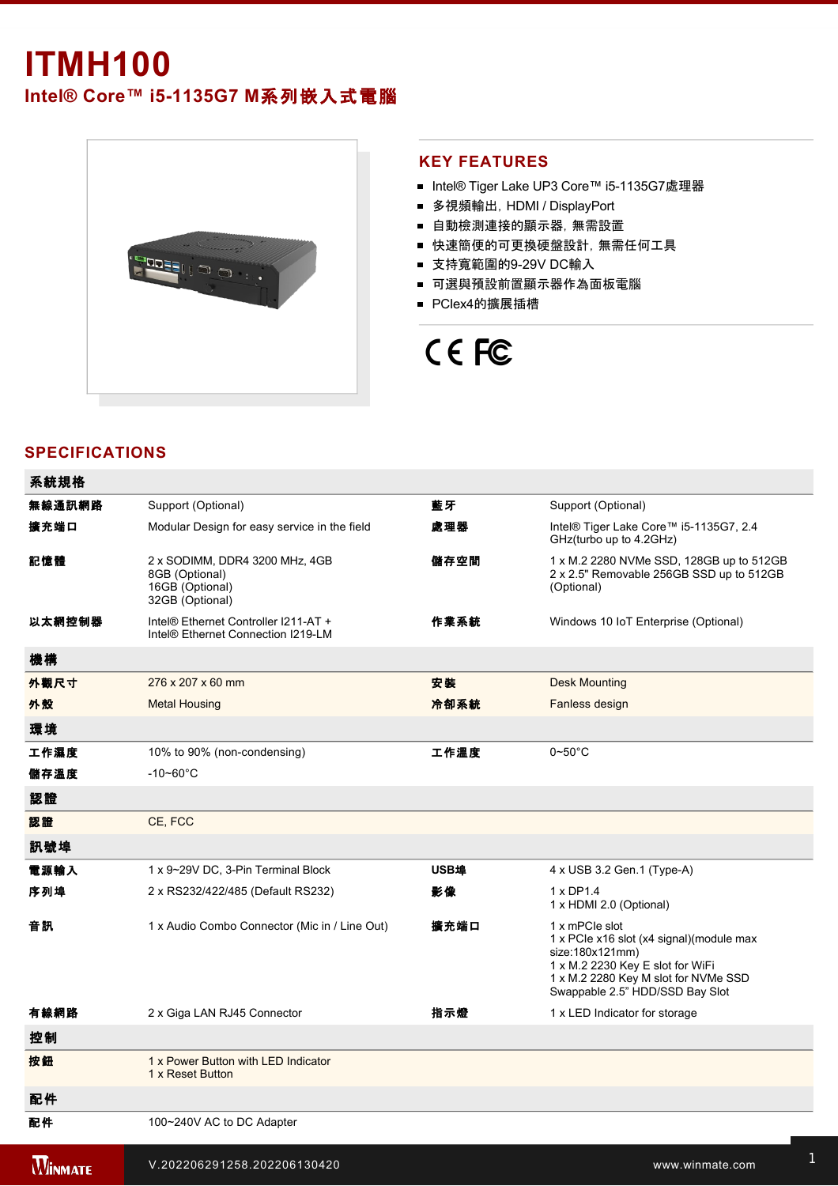# ITMH100

## Intel® Core™ i5-1135G7 M系列嵌入式電腦

## KEY FEATURES

- Intel® Tiger Lake UP3 Core™ i5-1135G7處理器
- 多視頻輸出, HDMI / DisplayPort
- 自動檢測連接的顯示器, 無需設置
- 快速簡便的可更換硬盤設計, 無需任何工具
- 支持寬範圍的9-29V DC輸入
- 可選與預設前置顯示器作為面板電腦
- PCIex4的擴展插槽

CE FC

## SPECIFICATIONS

| 系統規格 | | | |
|---|---|---|---|
| **無線通訊網路** | Support (Optional) | **藍牙** | Support (Optional) |
| **擴充端口** | Modular Design for easy service in the field | **處理器** | Intel® Tiger Lake Core™ i5-1135G7, 2.4 GHz(turbo up to 4.2GHz) |
| **記憶體** | 2 x SODIMM, DDR4 3200 MHz, 4GB<br>8GB (Optional)<br>16GB (Optional)<br>32GB (Optional) | **儲存空間** | 1 x M.2 2280 NVMe SSD, 128GB up to 512GB<br>2 x 2.5" Removable 256GB SSD up to 512GB (Optional) |
| **以太網控制器** | Intel® Ethernet Controller I211-AT +<br>Intel® Ethernet Connection I219-LM | **作業系統** | Windows 10 IoT Enterprise (Optional) |
| **機構** | | | |
| **外觀尺寸** | 276 x 207 x 60 mm | **安裝** | Desk Mounting |
| **外殼** | Metal Housing | **冷卻系統** | Fanless design |
| **環境** | | | |
| **工作濕度** | 10% to 90% (non-condensing) | **工作溫度** | 0~50°C |
| **儲存溫度** | -10~60°C | | |
| **認證** | | | |
| **認證** | CE, FCC | | |
| **訊號埠** | | | |
| **電源輸入** | 1 x 9~29V DC, 3-Pin Terminal Block | **USB埠** | 4 x USB 3.2 Gen.1 (Type-A) |
| **序列埠** | 2 x RS232/422/485 (Default RS232) | **影像** | 1 x DP1.4<br>1 x HDMI 2.0 (Optional) |
| **音訊** | 1 x Audio Combo Connector (Mic in / Line Out) | **擴充端口** | 1 x mPCIe slot<br>1 x PCIe x16 slot (x4 signal)(module max size:180x121mm)<br>1 x M.2 2230 Key E slot for WiFi<br>1 x M.2 2280 Key M slot for NVMe SSD<br>Swappable 2.5" HDD/SSD Bay Slot |
| **有線網路** | 2 x Giga LAN RJ45 Connector | **指示燈** | 1 x LED Indicator for storage |
| **控制** | | | |
| **按鈕** | 1 x Power Button with LED Indicator<br>1 x Reset Button | | |
| **配件** | | | |
| **配件** | 100~240V AC to DC Adapter | | |

V.202206291258.202206130420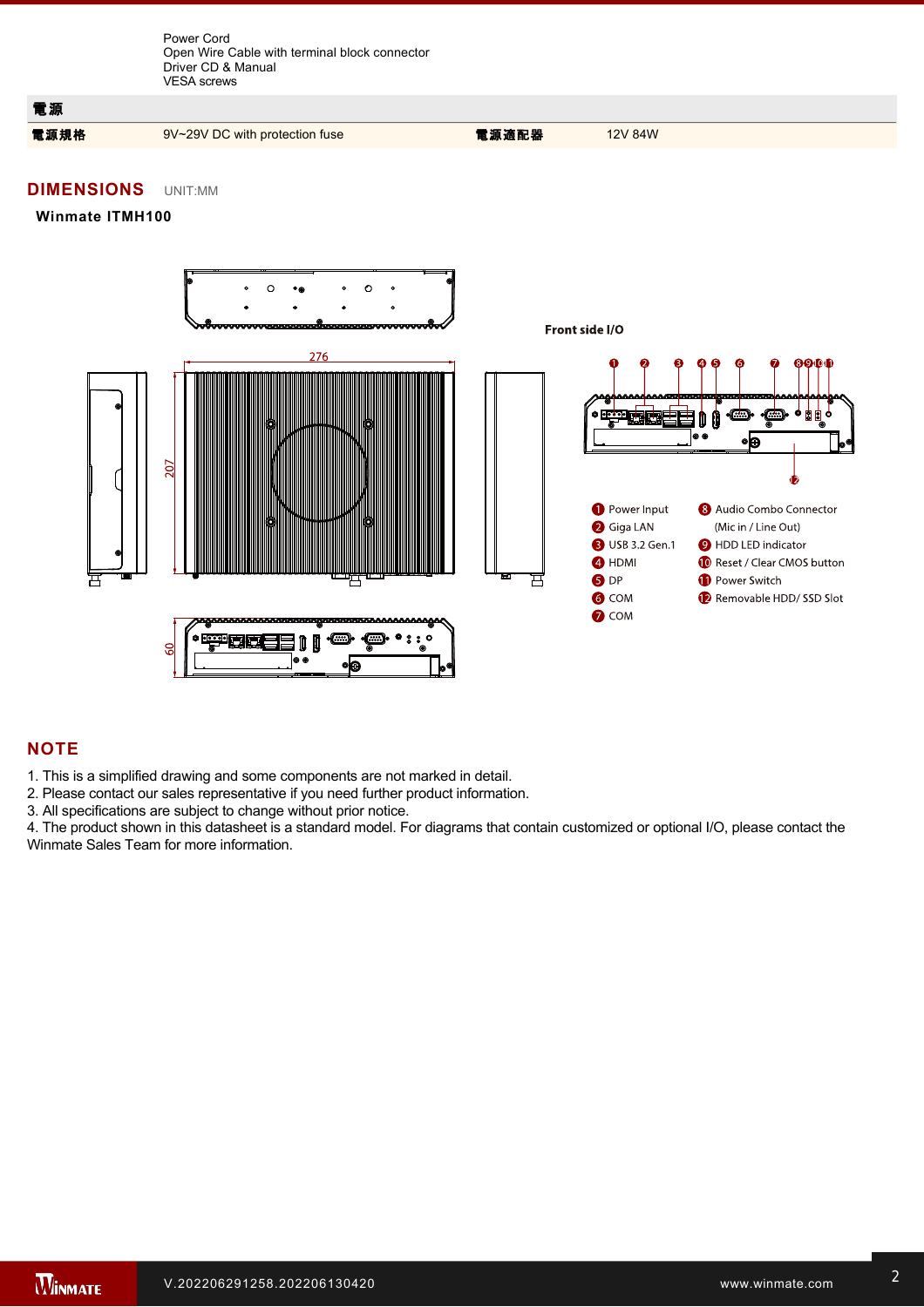| | | | |
|---|---|---|---|
| | Power Cord<br>Open Wire Cable with terminal block connector<br>Driver CD & Manual<br>VESA screws | | |
| **電源** | | | |
| **電源規格** | 9V~29V DC with protection fuse | **電源適配器** | 12V 84W |

## DIMENSIONS UNIT:MM

**Winmate ITMH100**

276

207

60

Front side I/O

1. Power Input
2. Giga LAN
3. USB 3.2 Gen.1
4. HDMI
5. DP
6. COM
7. COM
8. Audio Combo Connector (Mic in / Line Out)
9. HDD LED indicator
10. Reset / Clear CMOS button
11. Power Switch
12. Removable HDD/ SSD Slot

## NOTE

1. This is a simplified drawing and some components are not marked in detail.
2. Please contact our sales representative if you need further product information.
3. All specifications are subject to change without prior notice.
4. The product shown in this datasheet is a standard model. For diagrams that contain customized or optional I/O, please contact the Winmate Sales Team for more information.

V.202206291258.202206130420 www.winmate.com